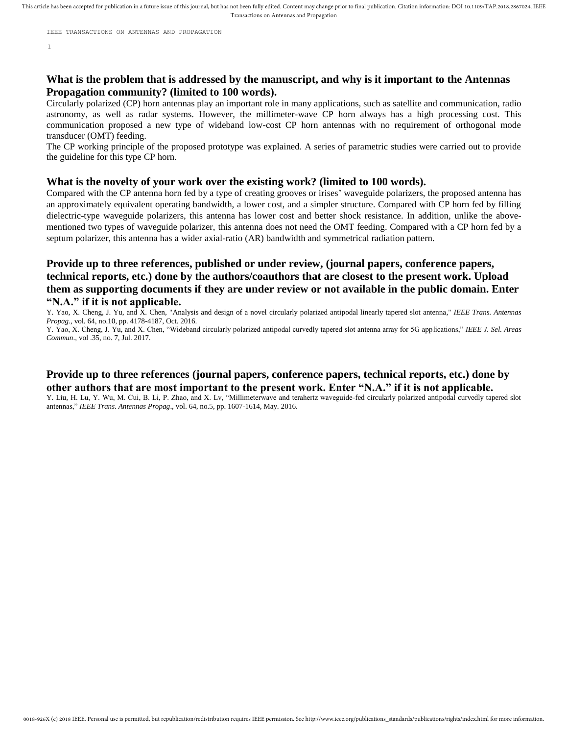## What is the problem that is addressed by the manuscript, and why is it important to the Antennas Propagation community? (limited to 100 words).

Circularly polarized (CP) horn antennas play an important role in many applications, such as satellite and communication, radio astronomy, as well as radar systems. However, the millimeter-wave CP horn always has a high processing cost. This communication proposed a new type of wideband low-cost CP horn antennas with no requirement of orthogonal mode transducer (OMT) feeding.

The CP working principle of the proposed prototype was explained. A series of parametric studies were carried out to provide the guideline for this type CP horn.

## What is the novelty of your work over the existing work? (limited to 100 words).

Compared with the CP antenna horn fed by a type of creating grooves or irises' waveguide polarizers, the proposed antenna has an approximately equivalent operating bandwidth, a lower cost, and a simpler structure. Compared with CP horn fed by filling dielectric-type waveguide polarizers, this antenna has lower cost and better shock resistance. In addition, unlike the above-mentioned two types of waveguide polarizer, this antenna does not need the OMT feeding. Compared with a CP horn fed by a septum polarizer, this antenna has a wider axial-ratio (AR) bandwidth and symmetrical radiation pattern.

## Provide up to three references, published or under review, (journal papers, conference papers, technical reports, etc.) done by the authors/coauthors that are closest to the present work. Upload them as supporting documents if they are under review or not available in the public domain. Enter "N.A." if it is not applicable.

Y. Yao, X. Cheng, J. Yu, and X. Chen, "Analysis and design of a novel circularly polarized antipodal linearly tapered slot antenna," *IEEE Trans. Antennas Propag*., vol. 64, no.10, pp. 4178-4187, Oct. 2016.

Y. Yao, X. Cheng, J. Yu, and X. Chen, "Wideband circularly polarized antipodal curvedly tapered slot antenna array for 5G applications," *IEEE J. Sel. Areas Commun*., vol .35, no. 7, Jul. 2017.

## Provide up to three references (journal papers, conference papers, technical reports, etc.) done by other authors that are most important to the present work. Enter "N.A." if it is not applicable.

Y. Liu, H. Lu, Y. Wu, M. Cui, B. Li, P. Zhao, and X. Lv, "Millimeterwave and terahertz waveguide-fed circularly polarized antipodal curvedly tapered slot antennas," *IEEE Trans. Antennas Propag*., vol. 64, no.5, pp. 1607-1614, May. 2016.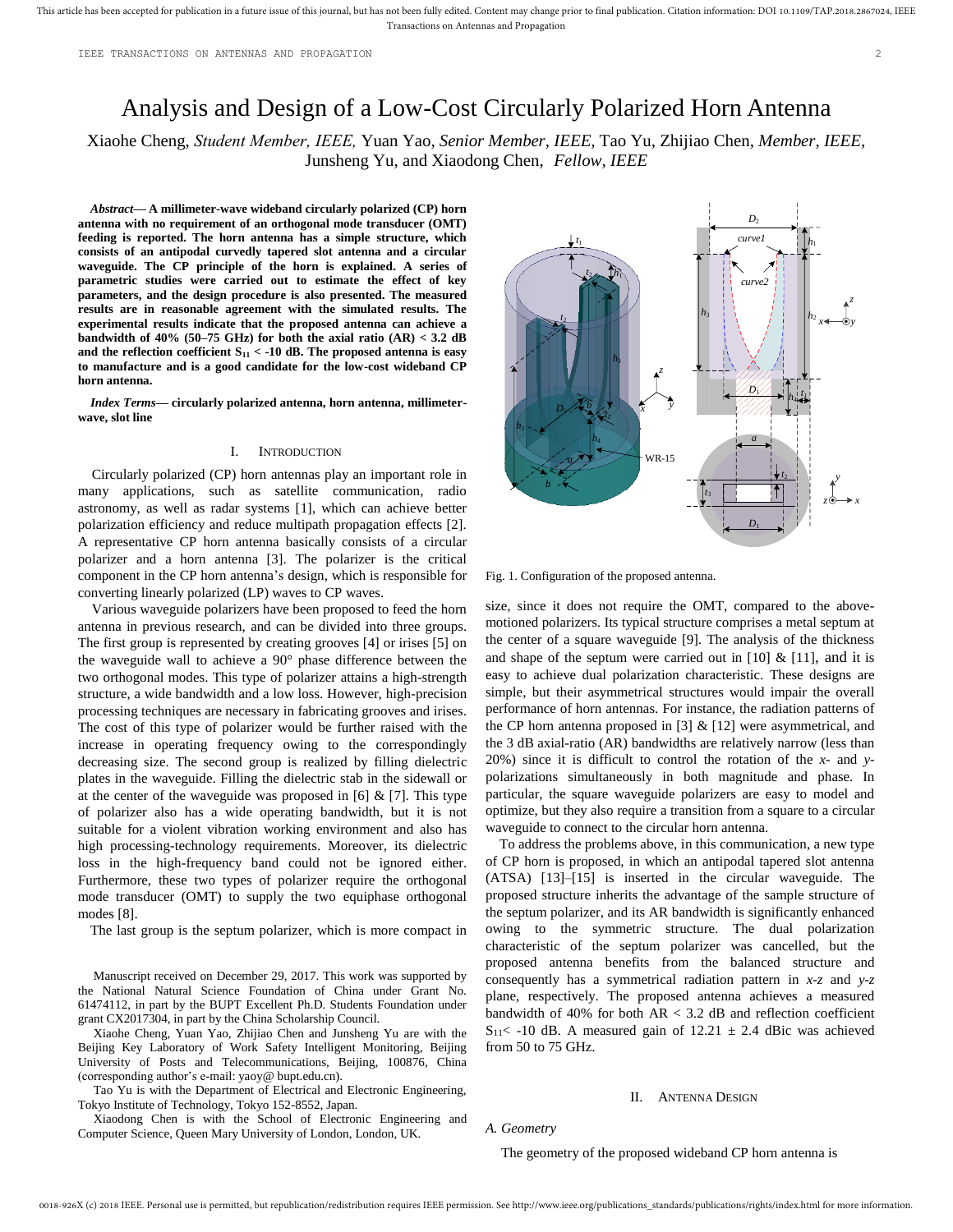# Analysis and Design of a Low-Cost Circularly Polarized Horn Antenna

Xiaohe Cheng, *Student Member, IEEE,* Yuan Yao, *Senior Member, IEEE,* Tao Yu, Zhijiao Chen, *Member, IEEE,* Junsheng Yu, and Xiaodong Chen, *Fellow, IEEE*

***Abstract*— A millimeter-wave wideband circularly polarized (CP) horn antenna with no requirement of an orthogonal mode transducer (OMT) feeding is reported. The horn antenna has a simple structure, which consists of an antipodal curvedly tapered slot antenna and a circular waveguide. The CP principle of the horn is explained. A series of parametric studies were carried out to estimate the effect of key parameters, and the design procedure is also presented. The measured results are in reasonable agreement with the simulated results. The experimental results indicate that the proposed antenna can achieve a bandwidth of 40% (50–75 GHz) for both the axial ratio (AR) < 3.2 dB and the reflection coefficient $S_{11}$ < -10 dB. The proposed antenna is easy to manufacture and is a good candidate for the low-cost wideband CP horn antenna.**

***Index Terms*— circularly polarized antenna, horn antenna, millimeter-wave, slot line**

## I. Introduction

Circularly polarized (CP) horn antennas play an important role in many applications, such as satellite communication, radio astronomy, as well as radar systems [1], which can achieve better polarization efficiency and reduce multipath propagation effects [2]. A representative CP horn antenna basically consists of a circular polarizer and a horn antenna [3]. The polarizer is the critical component in the CP horn antenna's design, which is responsible for converting linearly polarized (LP) waves to CP waves.

Various waveguide polarizers have been proposed to feed the horn antenna in previous research, and can be divided into three groups. The first group is represented by creating grooves [4] or irises [5] on the waveguide wall to achieve a 90° phase difference between the two orthogonal modes. This type of polarizer attains a high-strength structure, a wide bandwidth and a low loss. However, high-precision processing techniques are necessary in fabricating grooves and irises. The cost of this type of polarizer would be further raised with the increase in operating frequency owing to the correspondingly decreasing size. The second group is realized by filling dielectric plates in the waveguide. Filling the dielectric stab in the sidewall or at the center of the waveguide was proposed in [6] & [7]. This type of polarizer also has a wide operating bandwidth, but it is not suitable for a violent vibration working environment and also has high processing-technology requirements. Moreover, its dielectric loss in the high-frequency band could not be ignored either. Furthermore, these two types of polarizer require the orthogonal mode transducer (OMT) to supply the two equiphase orthogonal modes [8].

The last group is the septum polarizer, which is more compact in size, since it does not require the OMT, compared to the above-motioned polarizers. Its typical structure comprises a metal septum at the center of a square waveguide [9]. The analysis of the thickness and shape of the septum were carried out in [10] & [11], and it is easy to achieve dual polarization characteristic. These designs are simple, but their asymmetrical structures would impair the overall performance of horn antennas. For instance, the radiation patterns of the CP horn antenna proposed in [3] & [12] were asymmetrical, and the 3 dB axial-ratio (AR) bandwidths are relatively narrow (less than 20%) since it is difficult to control the rotation of the *x*- and *y*-polarizations simultaneously in both magnitude and phase. In particular, the square waveguide polarizers are easy to model and optimize, but they also require a transition from a square to a circular waveguide to connect to the circular horn antenna.

To address the problems above, in this communication, a new type of CP horn is proposed, in which an antipodal tapered slot antenna (ATSA) [13]–[15] is inserted in the circular waveguide. The proposed structure inherits the advantage of the sample structure of the septum polarizer, and its AR bandwidth is significantly enhanced owing to the symmetric structure. The dual polarization characteristic of the septum polarizer was cancelled, but the proposed antenna benefits from the balanced structure and consequently has a symmetrical radiation pattern in *x-z* and *y-z* plane, respectively. The proposed antenna achieves a measured bandwidth of 40% for both AR < 3.2 dB and reflection coefficient $S_{11}$< -10 dB. A measured gain of 12.21 ± 2.4 dBic was achieved from 50 to 75 GHz.

Fig. 1. Configuration of the proposed antenna.

Manuscript received on December 29, 2017. This work was supported by the National Natural Science Foundation of China under Grant No. 61474112, in part by the BUPT Excellent Ph.D. Students Foundation under grant CX2017304, in part by the China Scholarship Council.

Xiaohe Cheng, Yuan Yao, Zhijiao Chen and Junsheng Yu are with the Beijing Key Laboratory of Work Safety Intelligent Monitoring, Beijing University of Posts and Telecommunications, Beijing, 100876, China (corresponding author's e-mail: yaoy@ bupt.edu.cn).

Tao Yu is with the Department of Electrical and Electronic Engineering, Tokyo Institute of Technology, Tokyo 152-8552, Japan.

Xiaodong Chen is with the School of Electronic Engineering and Computer Science, Queen Mary University of London, London, UK.

## II. Antenna Design

### A. Geometry

The geometry of the proposed wideband CP horn antenna is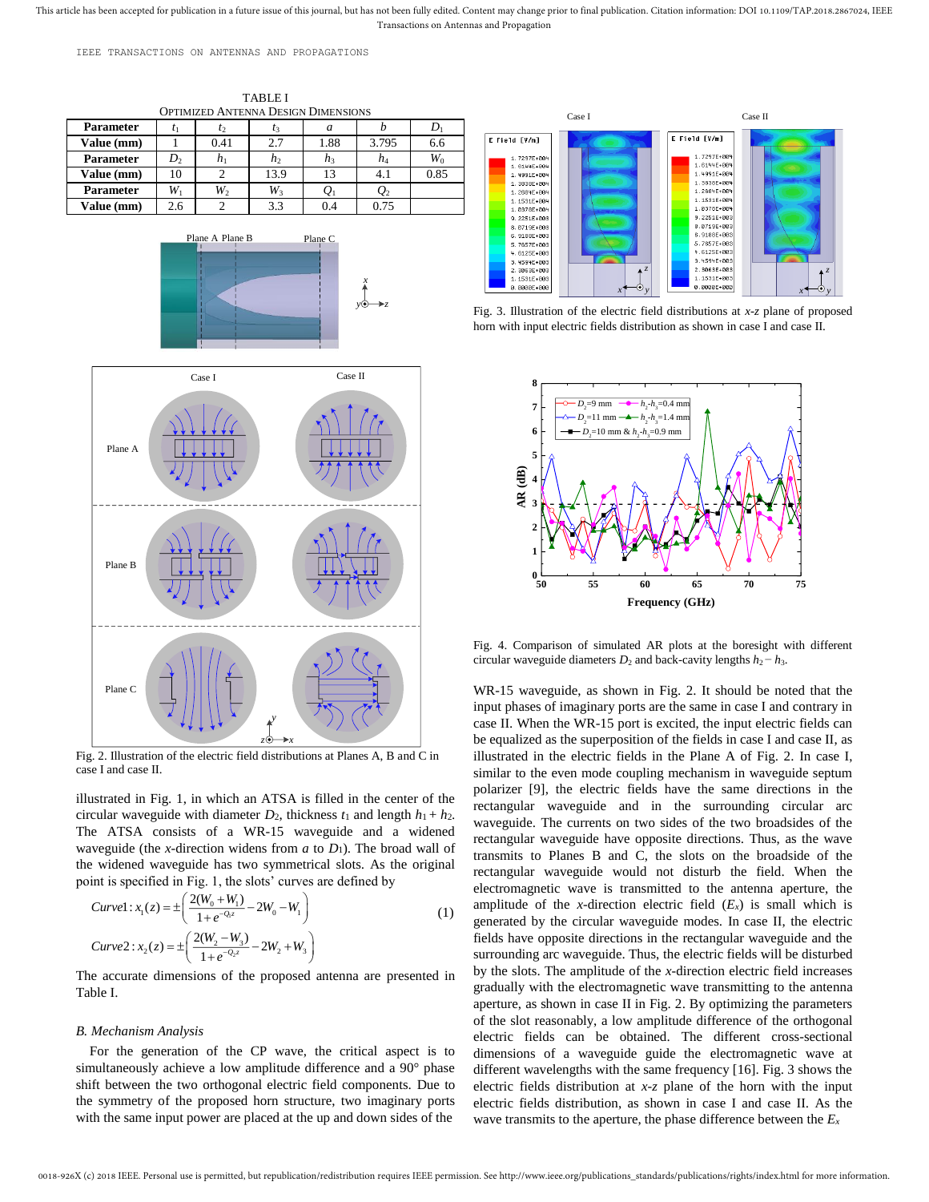TABLE I
OPTIMIZED ANTENNA DESIGN DIMENSIONS

| Parameter | $t_1$ | $t_2$ | $t_3$ | $a$ | $b$ | $D_1$ |
|---|---|---|---|---|---|---|
| Value (mm) | 1 | 0.41 | 2.7 | 1.88 | 3.795 | 6.6 |
| Parameter | $D_2$ | $h_1$ | $h_2$ | $h_3$ | $h_4$ | $W_0$ |
| Value (mm) | 10 | 2 | 13.9 | 13 | 4.1 | 0.85 |
| Parameter | $W_1$ | $W_2$ | $W_3$ | $Q_1$ | $Q_2$ | |
| Value (mm) | 2.6 | 2 | 3.3 | 0.4 | 0.75 | |

Fig. 2. Illustration of the electric field distributions at Planes A, B and C in case I and case II.

illustrated in Fig. 1, in which an ATSA is filled in the center of the circular waveguide with diameter $D_2$, thickness $t_1$ and length $h_1 + h_2$. The ATSA consists of a WR-15 waveguide and a widened waveguide (the $x$-direction widens from $a$ to $D_1$). The broad wall of the widened waveguide has two symmetrical slots. As the original point is specified in Fig. 1, the slots' curves are defined by

$$Curve1: x_1(z) = \pm\left(\frac{2(W_0+W_1)}{1+e^{-Q_1 z}} - 2W_0 - W_1\right)$$
$$Curve2: x_2(z) = \pm\left(\frac{2(W_2-W_3)}{1+e^{-Q_2 z}} - 2W_2 + W_3\right) \quad (1)$$

The accurate dimensions of the proposed antenna are presented in Table I.

### B. Mechanism Analysis

For the generation of the CP wave, the critical aspect is to simultaneously achieve a low amplitude difference and a 90° phase shift between the two orthogonal electric field components. Due to the symmetry of the proposed horn structure, two imaginary ports with the same input power are placed at the up and down sides of the WR-15 waveguide, as shown in Fig. 2. It should be noted that the input phases of imaginary ports are the same in case I and contrary in case II. When the WR-15 port is excited, the input electric fields can be equalized as the superposition of the fields in case I and case II, as illustrated in the electric fields in the Plane A of Fig. 2. In case I, similar to the even mode coupling mechanism in waveguide septum polarizer [9], the electric fields have the same directions in the rectangular waveguide and in the surrounding circular arc waveguide. The currents on two sides of the two broadsides of the rectangular waveguide have opposite directions. Thus, as the wave transmits to Planes B and C, the slots on the broadside of the rectangular waveguide would not disturb the field. When the electromagnetic wave is transmitted to the antenna aperture, the amplitude of the $x$-direction electric field ($E_x$) is small which is generated by the circular waveguide modes. In case II, the electric fields have opposite directions in the rectangular waveguide and the surrounding arc waveguide. Thus, the electric fields will be disturbed by the slots. The amplitude of the $x$-direction electric field increases gradually with the electromagnetic wave transmitting to the antenna aperture, as shown in case II in Fig. 2. By optimizing the parameters of the slot reasonably, a low amplitude difference of the orthogonal electric fields can be obtained. The different cross-sectional dimensions of a waveguide guide the electromagnetic wave at different wavelengths with the same frequency [16]. Fig. 3 shows the electric fields distribution at $x$-$z$ plane of the horn with the input electric fields distribution, as shown in case I and case II. As the wave transmits to the aperture, the phase difference between the $E_x$

Fig. 3. Illustration of the electric field distributions at $x$-$z$ plane of proposed horn with input electric fields distribution as shown in case I and case II.

Fig. 4. Comparison of simulated AR plots at the boresight with different circular waveguide diameters $D_2$ and back-cavity lengths $h_2 - h_3$.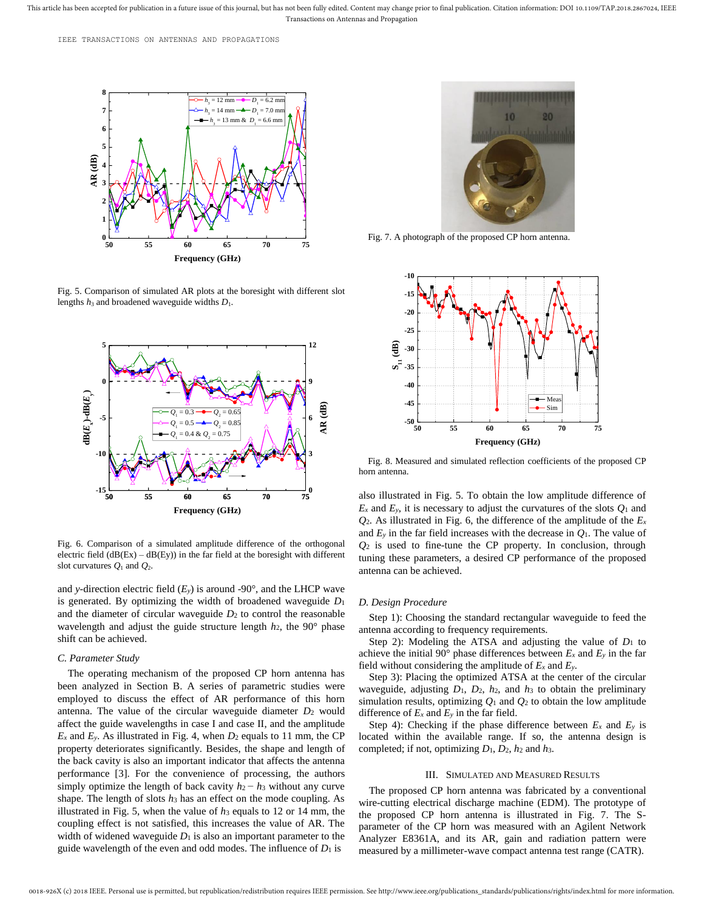Fig. 5. Comparison of simulated AR plots at the boresight with different slot lengths $h_3$ and broadened waveguide widths $D_1$.

Fig. 6. Comparison of a simulated amplitude difference of the orthogonal electric field (dB(Ex) – dB(Ey)) in the far field at the boresight with different slot curvatures $Q_1$ and $Q_2$.

and *y*-direction electric field ($E_y$) is around -90°, and the LHCP wave is generated. By optimizing the width of broadened waveguide $D_1$ and the diameter of circular waveguide $D_2$ to control the reasonable wavelength and adjust the guide structure length $h_2$, the 90° phase shift can be achieved.

### C. Parameter Study

The operating mechanism of the proposed CP horn antenna has been analyzed in Section B. A series of parametric studies were employed to discuss the effect of AR performance of this horn antenna. The value of the circular waveguide diameter $D_2$ would affect the guide wavelengths in case I and case II, and the amplitude $E_x$ and $E_y$. As illustrated in Fig. 4, when $D_2$ equals to 11 mm, the CP property deteriorates significantly. Besides, the shape and length of the back cavity is also an important indicator that affects the antenna performance [3]. For the convenience of processing, the authors simply optimize the length of back cavity $h_2 - h_3$ without any curve shape. The length of slots $h_3$ has an effect on the mode coupling. As illustrated in Fig. 5, when the value of $h_3$ equals to 12 or 14 mm, the coupling effect is not satisfied, this increases the value of AR. The width of widened waveguide $D_1$ is also an important parameter to the guide wavelength of the even and odd modes. The influence of $D_1$ is also illustrated in Fig. 5. To obtain the low amplitude difference of $E_x$ and $E_y$, it is necessary to adjust the curvatures of the slots $Q_1$ and $Q_2$. As illustrated in Fig. 6, the difference of the amplitude of the $E_x$ and $E_y$ in the far field increases with the decrease in $Q_1$. The value of $Q_2$ is used to fine-tune the CP property. In conclusion, through tuning these parameters, a desired CP performance of the proposed antenna can be achieved.

Fig. 7. A photograph of the proposed CP horn antenna.

Fig. 8. Measured and simulated reflection coefficients of the proposed CP horn antenna.

### D. Design Procedure

Step 1): Choosing the standard rectangular waveguide to feed the antenna according to frequency requirements.

Step 2): Modeling the ATSA and adjusting the value of $D_1$ to achieve the initial 90° phase differences between $E_x$ and $E_y$ in the far field without considering the amplitude of $E_x$ and $E_y$.

Step 3): Placing the optimized ATSA at the center of the circular waveguide, adjusting $D_1$, $D_2$, $h_2$, and $h_3$ to obtain the preliminary simulation results, optimizing $Q_1$ and $Q_2$ to obtain the low amplitude difference of $E_x$ and $E_y$ in the far field.

Step 4): Checking if the phase difference between $E_x$ and $E_y$ is located within the available range. If so, the antenna design is completed; if not, optimizing $D_1$, $D_2$, $h_2$ and $h_3$.

## III. Simulated and Measured Results

The proposed CP horn antenna was fabricated by a conventional wire-cutting electrical discharge machine (EDM). The prototype of the proposed CP horn antenna is illustrated in Fig. 7. The S-parameter of the CP horn was measured with an Agilent Network Analyzer E8361A, and its AR, gain and radiation pattern were measured by a millimeter-wave compact antenna test range (CATR).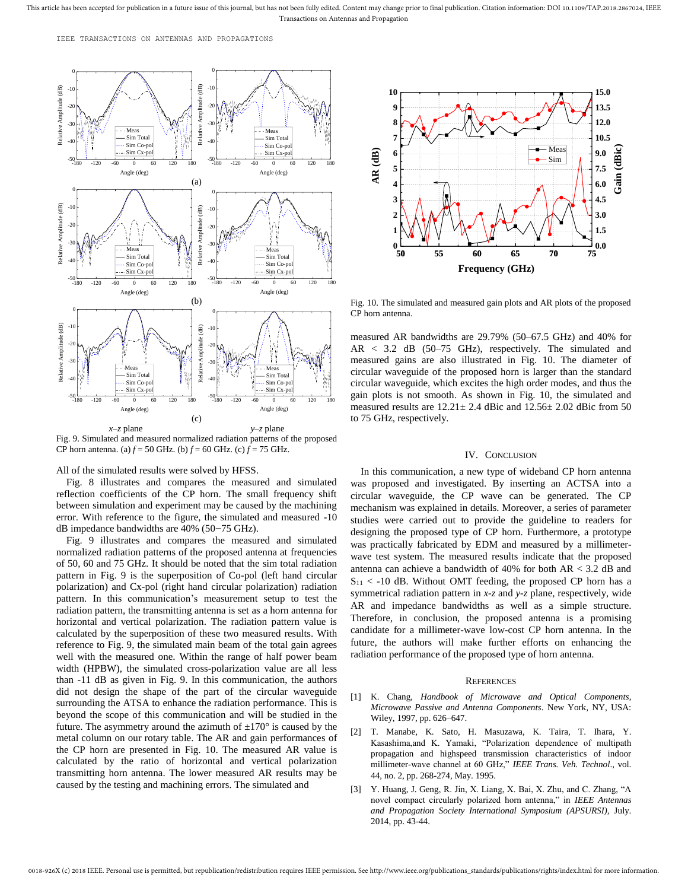Fig. 9. Simulated and measured normalized radiation patterns of the proposed CP horn antenna. (a) $f$ = 50 GHz. (b) $f$ = 60 GHz. (c) $f$ = 75 GHz.

All of the simulated results were solved by HFSS.

Fig. 8 illustrates and compares the measured and simulated reflection coefficients of the CP horn. The small frequency shift between simulation and experiment may be caused by the machining error. With reference to the figure, the simulated and measured -10 dB impedance bandwidths are 40% (50−75 GHz).

Fig. 9 illustrates and compares the measured and simulated normalized radiation patterns of the proposed antenna at frequencies of 50, 60 and 75 GHz. It should be noted that the sim total radiation pattern in Fig. 9 is the superposition of Co-pol (left hand circular polarization) and Cx-pol (right hand circular polarization) radiation pattern. In this communication's measurement setup to test the radiation pattern, the transmitting antenna is set as a horn antenna for horizontal and vertical polarization. The radiation pattern value is calculated by the superposition of these two measured results. With reference to Fig. 9, the simulated main beam of the total gain agrees well with the measured one. Within the range of half power beam width (HPBW), the simulated cross-polarization value are all less than -11 dB as given in Fig. 9. In this communication, the authors did not design the shape of the part of the circular waveguide surrounding the ATSA to enhance the radiation performance. This is beyond the scope of this communication and will be studied in the future. The asymmetry around the azimuth of ±170° is caused by the metal column on our rotary table. The AR and gain performances of the CP horn are presented in Fig. 10. The measured AR value is calculated by the ratio of horizontal and vertical polarization transmitting horn antenna. The lower measured AR results may be caused by the testing and machining errors. The simulated and measured AR bandwidths are 29.79% (50–67.5 GHz) and 40% for AR < 3.2 dB (50–75 GHz), respectively. The simulated and measured gains are also illustrated in Fig. 10. The diameter of circular waveguide of the proposed horn is larger than the standard circular waveguide, which excites the high order modes, and thus the gain plots is not smooth. As shown in Fig. 10, the simulated and measured results are 12.21± 2.4 dBic and 12.56± 2.02 dBic from 50 to 75 GHz, respectively.

Fig. 10. The simulated and measured gain plots and AR plots of the proposed CP horn antenna.

## IV. Conclusion

In this communication, a new type of wideband CP horn antenna was proposed and investigated. By inserting an ACTSA into a circular waveguide, the CP wave can be generated. The CP mechanism was explained in details. Moreover, a series of parameter studies were carried out to provide the guideline to readers for designing the proposed type of CP horn. Furthermore, a prototype was practically fabricated by EDM and measured by a millimeter-wave test system. The measured results indicate that the proposed antenna can achieve a bandwidth of 40% for both AR < 3.2 dB and $S_{11}$ < -10 dB. Without OMT feeding, the proposed CP horn has a symmetrical radiation pattern in *x-z* and *y-z* plane, respectively, wide AR and impedance bandwidths as well as a simple structure. Therefore, in conclusion, the proposed antenna is a promising candidate for a millimeter-wave low-cost CP horn antenna. In the future, the authors will make further efforts on enhancing the radiation performance of the proposed type of horn antenna.

## References

[1] K. Chang, *Handbook of Microwave and Optical Components, Microwave Passive and Antenna Components*. New York, NY, USA: Wiley, 1997, pp. 626–647.

[2] T. Manabe, K. Sato, H. Masuzawa, K. Taira, T. Ihara, Y. Kasashima,and K. Yamaki, "Polarization dependence of multipath propagation and highspeed transmission characteristics of indoor millimeter-wave channel at 60 GHz," *IEEE Trans. Veh. Technol*., vol. 44, no. 2, pp. 268-274, May. 1995.

[3] Y. Huang, J. Geng, R. Jin, X. Liang, X. Bai, X. Zhu, and C. Zhang, "A novel compact circularly polarized horn antenna," in *IEEE Antennas and Propagation Society International Symposium (APSURSI)*, July. 2014, pp. 43-44.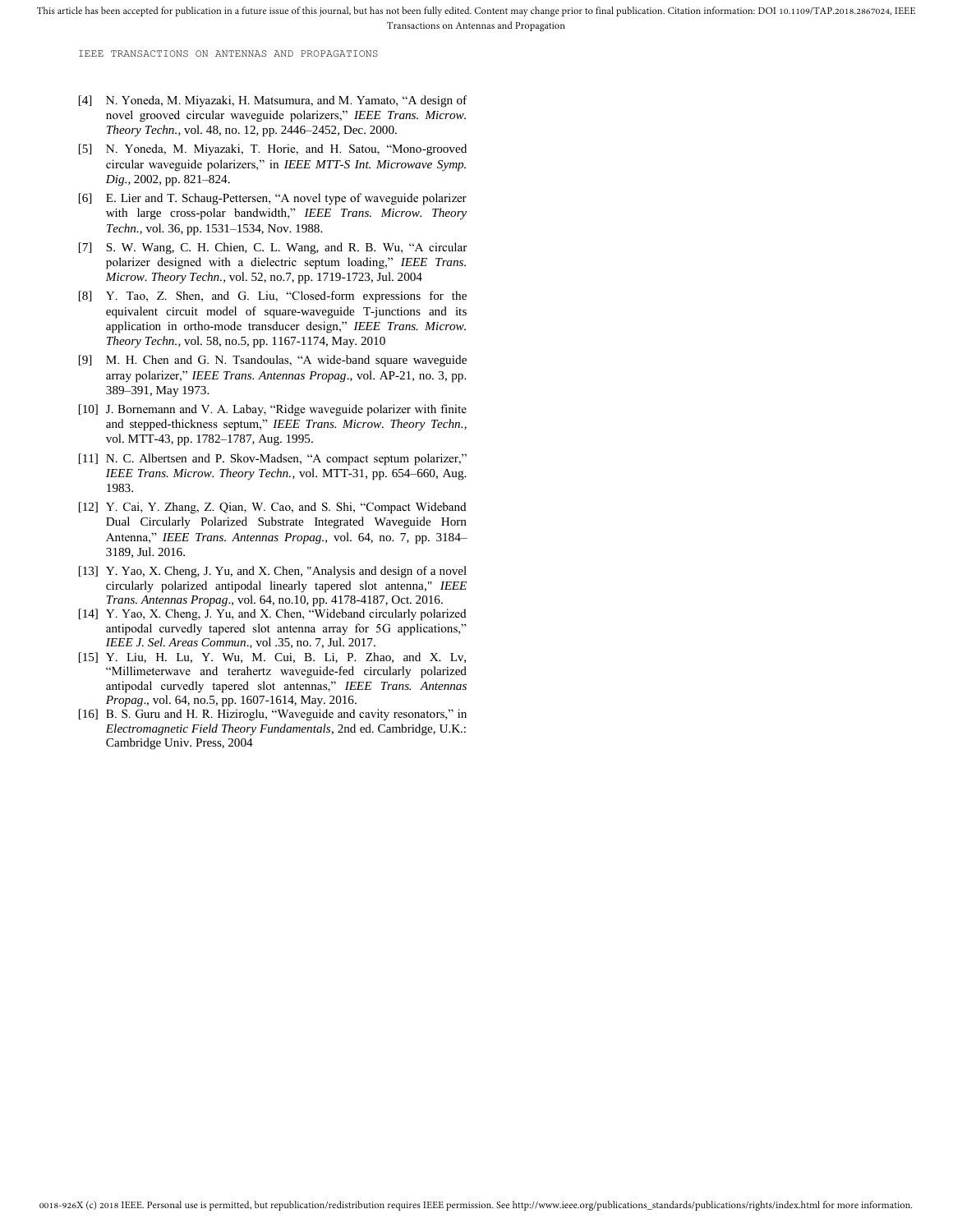[4] N. Yoneda, M. Miyazaki, H. Matsumura, and M. Yamato, "A design of novel grooved circular waveguide polarizers," *IEEE Trans. Microw. Theory Techn.*, vol. 48, no. 12, pp. 2446–2452, Dec. 2000.

[5] N. Yoneda, M. Miyazaki, T. Horie, and H. Satou, "Mono-grooved circular waveguide polarizers," in *IEEE MTT-S Int. Microwave Symp. Dig.*, 2002, pp. 821–824.

[6] E. Lier and T. Schaug-Pettersen, "A novel type of waveguide polarizer with large cross-polar bandwidth," *IEEE Trans. Microw. Theory Techn.*, vol. 36, pp. 1531–1534, Nov. 1988.

[7] S. W. Wang, C. H. Chien, C. L. Wang, and R. B. Wu, "A circular polarizer designed with a dielectric septum loading," *IEEE Trans. Microw. Theory Techn.*, vol. 52, no.7, pp. 1719-1723, Jul. 2004

[8] Y. Tao, Z. Shen, and G. Liu, "Closed-form expressions for the equivalent circuit model of square-waveguide T-junctions and its application in ortho-mode transducer design," *IEEE Trans. Microw. Theory Techn.*, vol. 58, no.5, pp. 1167-1174, May. 2010

[9] M. H. Chen and G. N. Tsandoulas, "A wide-band square waveguide array polarizer," *IEEE Trans. Antennas Propag*., vol. AP-21, no. 3, pp. 389–391, May 1973.

[10] J. Bornemann and V. A. Labay, "Ridge waveguide polarizer with finite and stepped-thickness septum," *IEEE Trans. Microw. Theory Techn.*, vol. MTT-43, pp. 1782–1787, Aug. 1995.

[11] N. C. Albertsen and P. Skov-Madsen, "A compact septum polarizer," *IEEE Trans. Microw. Theory Techn.*, vol. MTT-31, pp. 654–660, Aug. 1983.

[12] Y. Cai, Y. Zhang, Z. Qian, W. Cao, and S. Shi, "Compact Wideband Dual Circularly Polarized Substrate Integrated Waveguide Horn Antenna," *IEEE Trans. Antennas Propag.*, vol. 64, no. 7, pp. 3184–3189, Jul. 2016.

[13] Y. Yao, X. Cheng, J. Yu, and X. Chen, "Analysis and design of a novel circularly polarized antipodal linearly tapered slot antenna," *IEEE Trans. Antennas Propag*., vol. 64, no.10, pp. 4178-4187, Oct. 2016.

[14] Y. Yao, X. Cheng, J. Yu, and X. Chen, "Wideband circularly polarized antipodal curvedly tapered slot antenna array for 5G applications," *IEEE J. Sel. Areas Commun*., vol .35, no. 7, Jul. 2017.

[15] Y. Liu, H. Lu, Y. Wu, M. Cui, B. Li, P. Zhao, and X. Lv, "Millimeterwave and terahertz waveguide-fed circularly polarized antipodal curvedly tapered slot antennas," *IEEE Trans. Antennas Propag*., vol. 64, no.5, pp. 1607-1614, May. 2016.

[16] B. S. Guru and H. R. Hiziroglu, "Waveguide and cavity resonators," in *Electromagnetic Field Theory Fundamentals*, 2nd ed. Cambridge, U.K.: Cambridge Univ. Press, 2004